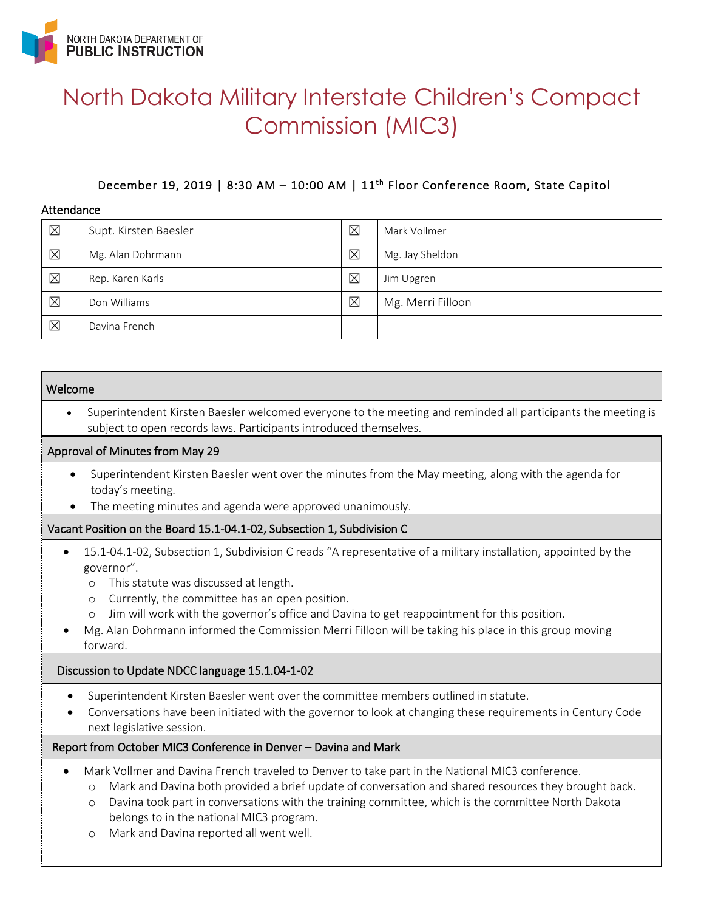North Dakota Department of Public Instruction

# North Dakota Military Interstate Children's Compact Commission (MIC3)

December 19, 2019 | 8:30 AM – 10:00 AM | 11th Floor Conference Room, State Capitol

## Attendance

| | | | |
|---|---|---|---|
| ☒ | Supt. Kirsten Baesler | ☒ | Mark Vollmer |
| ☒ | Mg. Alan Dohrmann | ☒ | Mg. Jay Sheldon |
| ☒ | Rep. Karen Karls | ☒ | Jim Upgren |
| ☒ | Don Williams | ☒ | Mg. Merri Filloon |
| ☒ | Davina French | | |

### Welcome

- Superintendent Kirsten Baesler welcomed everyone to the meeting and reminded all participants the meeting is subject to open records laws. Participants introduced themselves.

### Approval of Minutes from May 29

- Superintendent Kirsten Baesler went over the minutes from the May meeting, along with the agenda for today's meeting.
- The meeting minutes and agenda were approved unanimously.

### Vacant Position on the Board 15.1-04.1-02, Subsection 1, Subdivision C

- 15.1-04.1-02, Subsection 1, Subdivision C reads "A representative of a military installation, appointed by the governor".
  - This statute was discussed at length.
  - Currently, the committee has an open position.
  - Jim will work with the governor's office and Davina to get reappointment for this position.
- Mg. Alan Dohrmann informed the Commission Merri Filloon will be taking his place in this group moving forward.

### Discussion to Update NDCC language 15.1.04-1-02

- Superintendent Kirsten Baesler went over the committee members outlined in statute.
- Conversations have been initiated with the governor to look at changing these requirements in Century Code next legislative session.

### Report from October MIC3 Conference in Denver – Davina and Mark

- Mark Vollmer and Davina French traveled to Denver to take part in the National MIC3 conference.
  - Mark and Davina both provided a brief update of conversation and shared resources they brought back.
  - Davina took part in conversations with the training committee, which is the committee North Dakota belongs to in the national MIC3 program.
  - Mark and Davina reported all went well.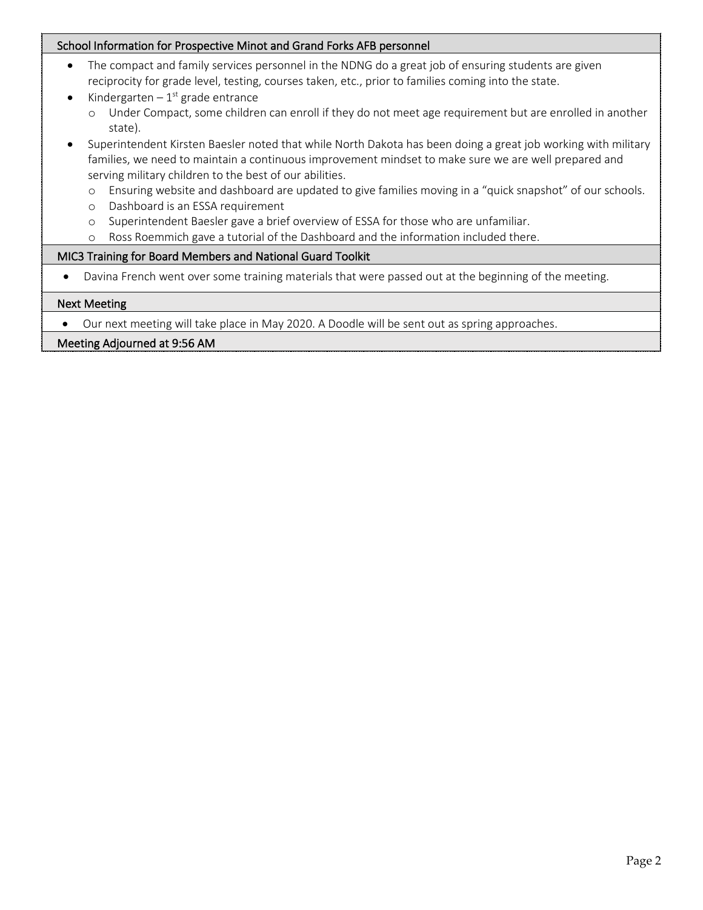## School Information for Prospective Minot and Grand Forks AFB personnel

- The compact and family services personnel in the NDNG do a great job of ensuring students are given reciprocity for grade level, testing, courses taken, etc., prior to families coming into the state.
- Kindergarten – 1st grade entrance
  - Under Compact, some children can enroll if they do not meet age requirement but are enrolled in another state).
- Superintendent Kirsten Baesler noted that while North Dakota has been doing a great job working with military families, we need to maintain a continuous improvement mindset to make sure we are well prepared and serving military children to the best of our abilities.
  - Ensuring website and dashboard are updated to give families moving in a "quick snapshot" of our schools.
  - Dashboard is an ESSA requirement
  - Superintendent Baesler gave a brief overview of ESSA for those who are unfamiliar.
  - Ross Roemmich gave a tutorial of the Dashboard and the information included there.

## MIC3 Training for Board Members and National Guard Toolkit

- Davina French went over some training materials that were passed out at the beginning of the meeting.

## Next Meeting

- Our next meeting will take place in May 2020. A Doodle will be sent out as spring approaches.

## Meeting Adjourned at 9:56 AM